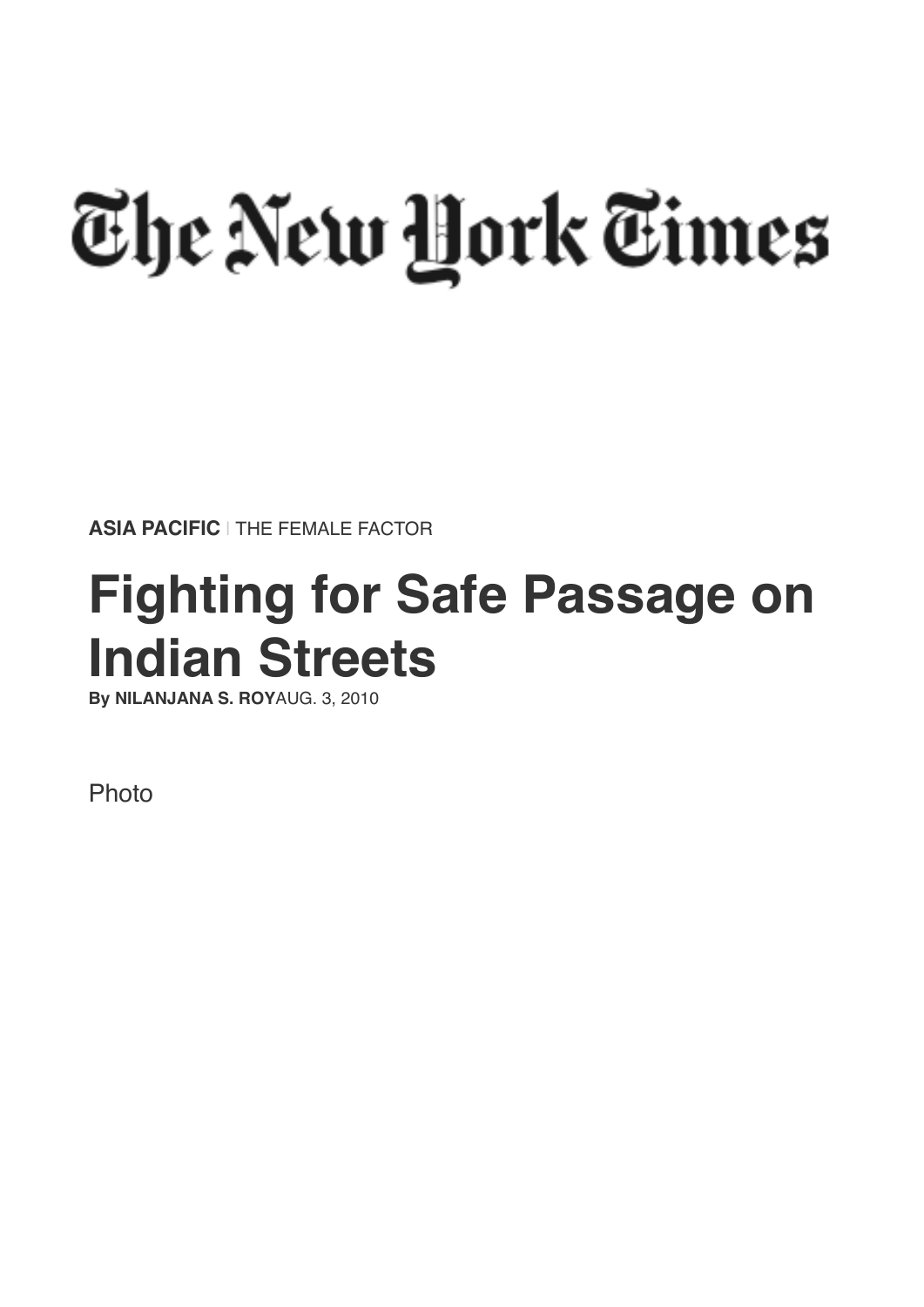# The New York Times

**ASIA PACIFIC** | THE FEMALE FACTOR

# Fighting for Safe Passage on Indian Streets

**By NILANJANA S. ROY** AUG. 3, 2010

Photo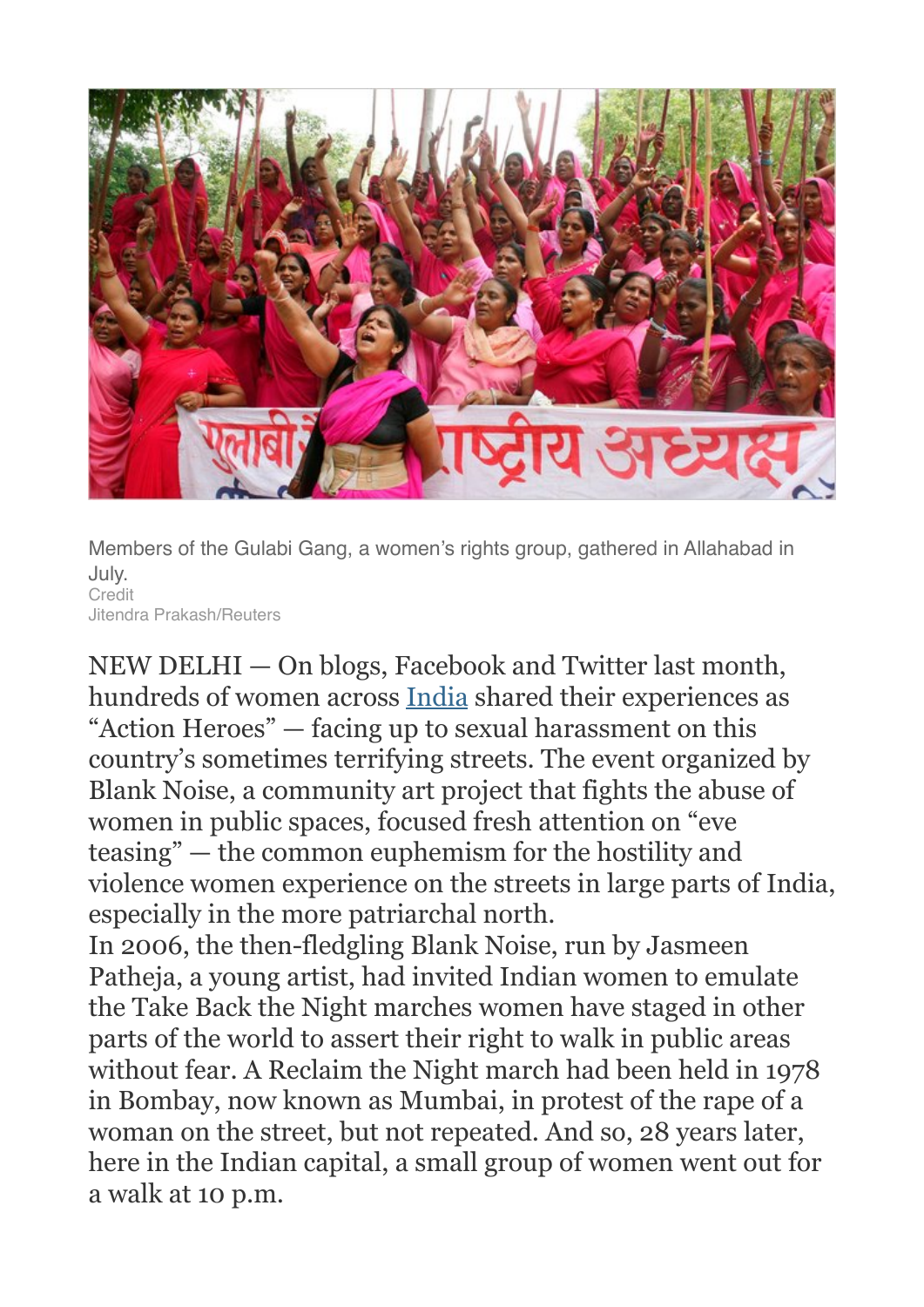Members of the Gulabi Gang, a women's rights group, gathered in Allahabad in July.
Credit
Jitendra Prakash/Reuters

NEW DELHI — On blogs, Facebook and Twitter last month, hundreds of women across India shared their experiences as "Action Heroes" — facing up to sexual harassment on this country's sometimes terrifying streets. The event organized by Blank Noise, a community art project that fights the abuse of women in public spaces, focused fresh attention on "eve teasing" — the common euphemism for the hostility and violence women experience on the streets in large parts of India, especially in the more patriarchal north.

In 2006, the then-fledgling Blank Noise, run by Jasmeen Patheja, a young artist, had invited Indian women to emulate the Take Back the Night marches women have staged in other parts of the world to assert their right to walk in public areas without fear. A Reclaim the Night march had been held in 1978 in Bombay, now known as Mumbai, in protest of the rape of a woman on the street, but not repeated. And so, 28 years later, here in the Indian capital, a small group of women went out for a walk at 10 p.m.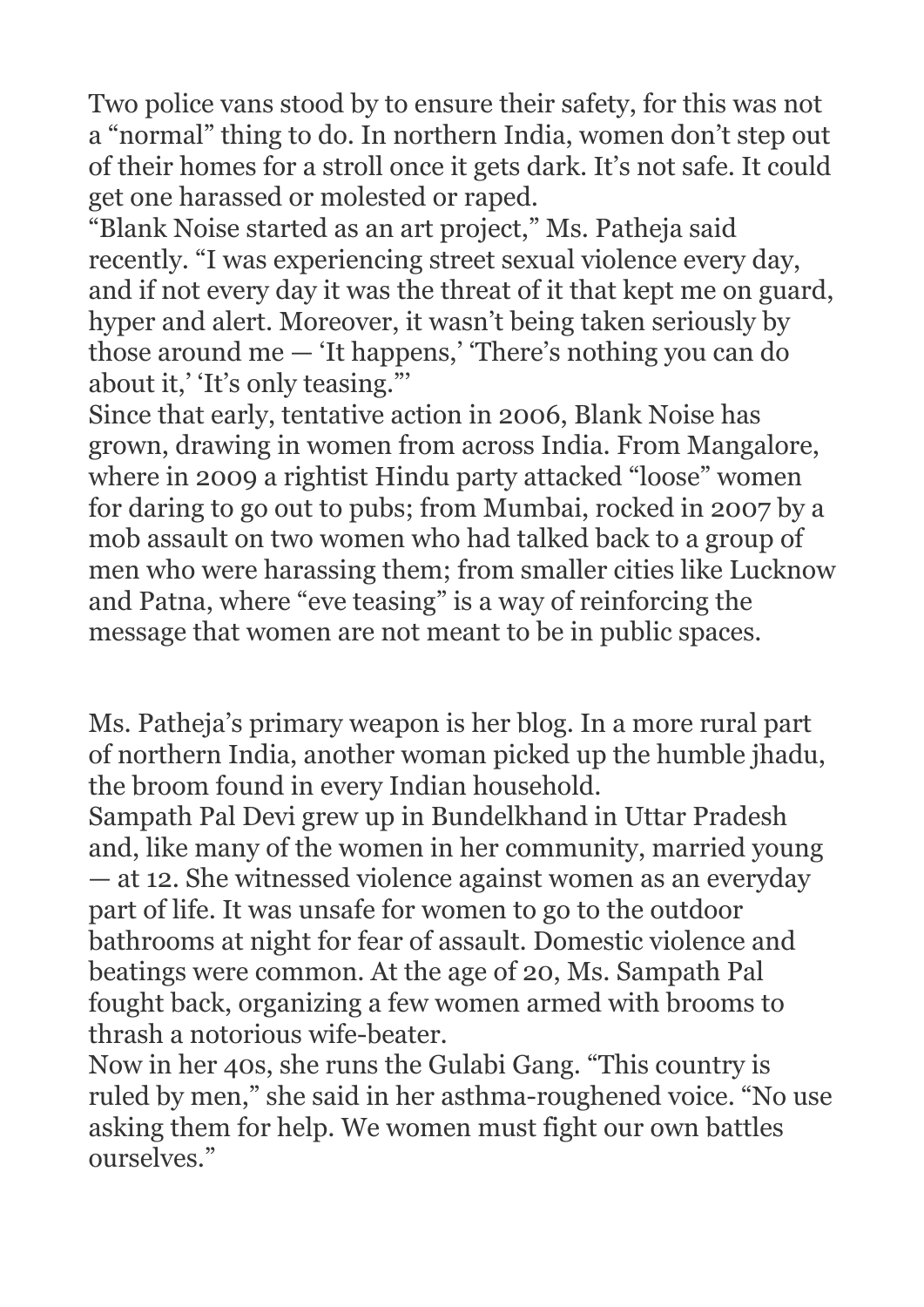Two police vans stood by to ensure their safety, for this was not a "normal" thing to do. In northern India, women don't step out of their homes for a stroll once it gets dark. It's not safe. It could get one harassed or molested or raped.

"Blank Noise started as an art project," Ms. Patheja said recently. "I was experiencing street sexual violence every day, and if not every day it was the threat of it that kept me on guard, hyper and alert. Moreover, it wasn't being taken seriously by those around me — 'It happens,' 'There's nothing you can do about it,' 'It's only teasing.'"

Since that early, tentative action in 2006, Blank Noise has grown, drawing in women from across India. From Mangalore, where in 2009 a rightist Hindu party attacked "loose" women for daring to go out to pubs; from Mumbai, rocked in 2007 by a mob assault on two women who had talked back to a group of men who were harassing them; from smaller cities like Lucknow and Patna, where "eve teasing" is a way of reinforcing the message that women are not meant to be in public spaces.

Ms. Patheja's primary weapon is her blog. In a more rural part of northern India, another woman picked up the humble jhadu, the broom found in every Indian household.

Sampath Pal Devi grew up in Bundelkhand in Uttar Pradesh and, like many of the women in her community, married young — at 12. She witnessed violence against women as an everyday part of life. It was unsafe for women to go to the outdoor bathrooms at night for fear of assault. Domestic violence and beatings were common. At the age of 20, Ms. Sampath Pal fought back, organizing a few women armed with brooms to thrash a notorious wife-beater.

Now in her 40s, she runs the Gulabi Gang. "This country is ruled by men," she said in her asthma-roughened voice. "No use asking them for help. We women must fight our own battles ourselves."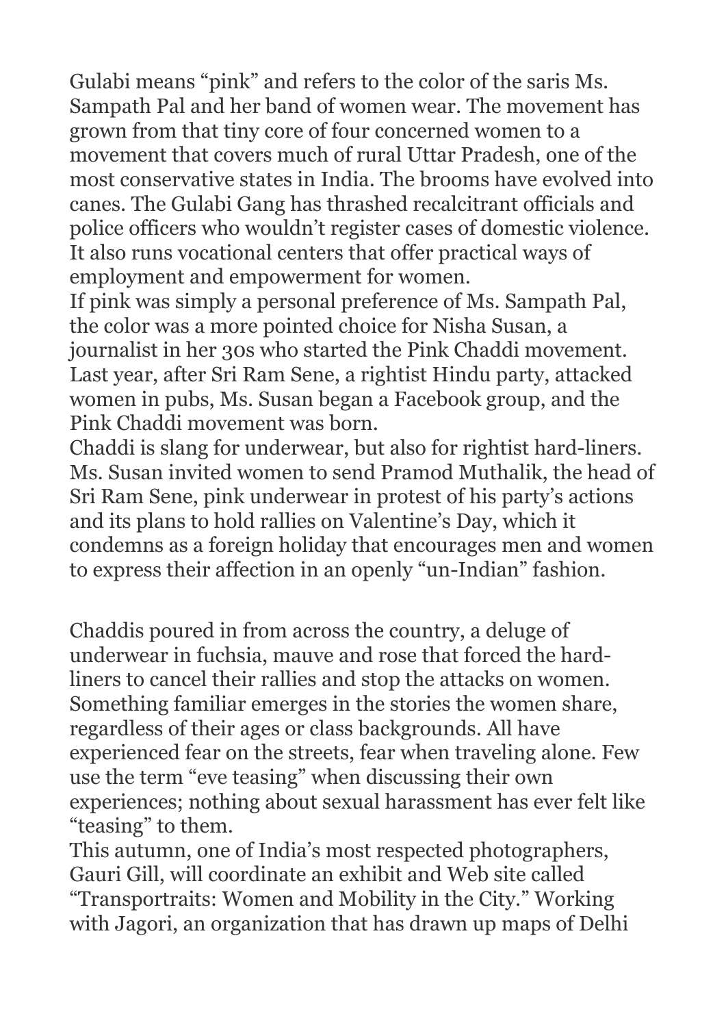Gulabi means “pink” and refers to the color of the saris Ms. Sampath Pal and her band of women wear. The movement has grown from that tiny core of four concerned women to a movement that covers much of rural Uttar Pradesh, one of the most conservative states in India. The brooms have evolved into canes. The Gulabi Gang has thrashed recalcitrant officials and police officers who wouldn’t register cases of domestic violence. It also runs vocational centers that offer practical ways of employment and empowerment for women.

If pink was simply a personal preference of Ms. Sampath Pal, the color was a more pointed choice for Nisha Susan, a journalist in her 30s who started the Pink Chaddi movement. Last year, after Sri Ram Sene, a rightist Hindu party, attacked women in pubs, Ms. Susan began a Facebook group, and the Pink Chaddi movement was born.

Chaddi is slang for underwear, but also for rightist hard-liners. Ms. Susan invited women to send Pramod Muthalik, the head of Sri Ram Sene, pink underwear in protest of his party’s actions and its plans to hold rallies on Valentine’s Day, which it condemns as a foreign holiday that encourages men and women to express their affection in an openly “un-Indian” fashion.

Chaddis poured in from across the country, a deluge of underwear in fuchsia, mauve and rose that forced the hard-liners to cancel their rallies and stop the attacks on women. Something familiar emerges in the stories the women share, regardless of their ages or class backgrounds. All have experienced fear on the streets, fear when traveling alone. Few use the term “eve teasing” when discussing their own experiences; nothing about sexual harassment has ever felt like “teasing” to them.

This autumn, one of India’s most respected photographers, Gauri Gill, will coordinate an exhibit and Web site called “Transportraits: Women and Mobility in the City.” Working with Jagori, an organization that has drawn up maps of Delhi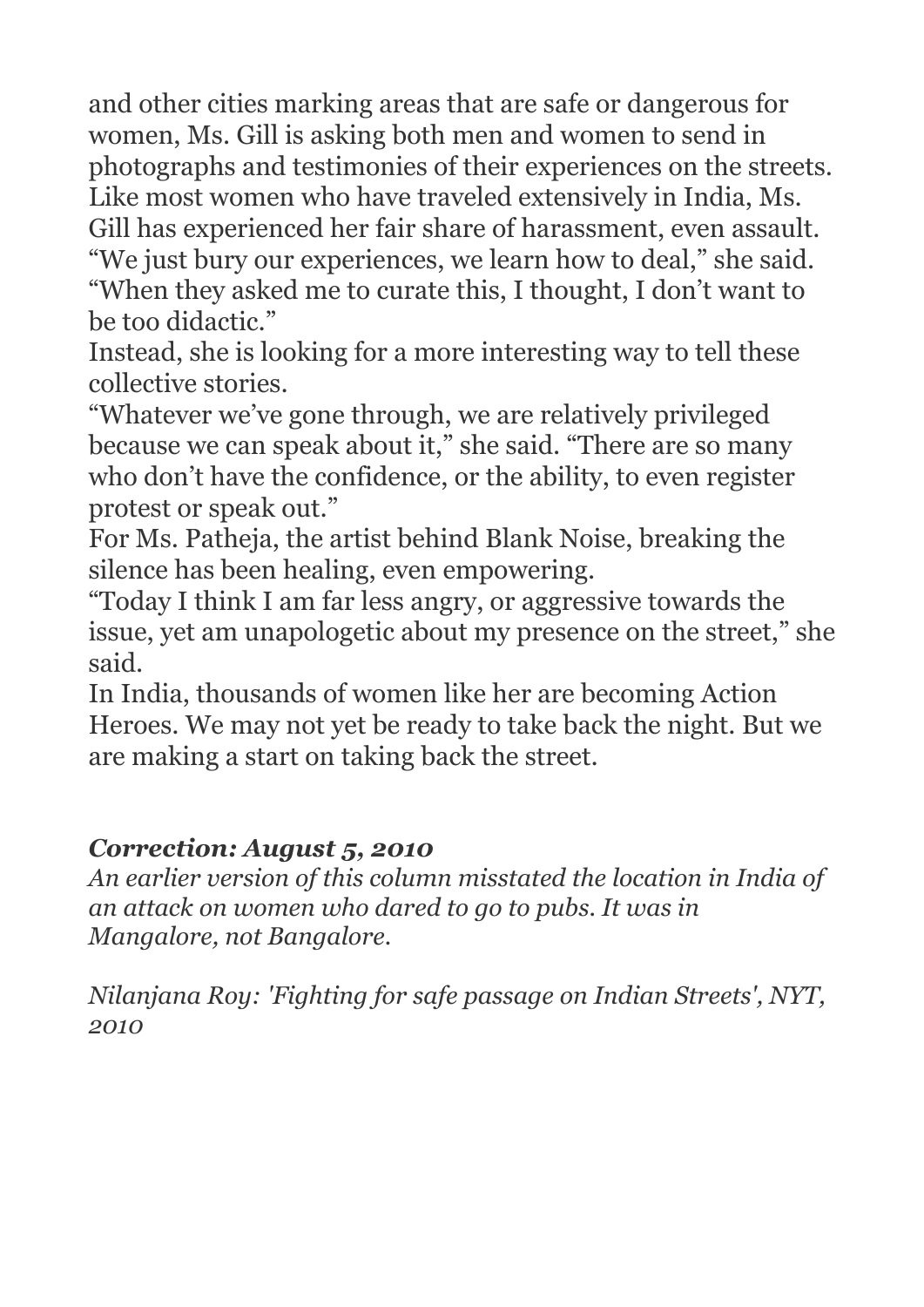and other cities marking areas that are safe or dangerous for women, Ms. Gill is asking both men and women to send in photographs and testimonies of their experiences on the streets.
Like most women who have traveled extensively in India, Ms. Gill has experienced her fair share of harassment, even assault.
“We just bury our experiences, we learn how to deal,” she said.
“When they asked me to curate this, I thought, I don’t want to be too didactic.”
Instead, she is looking for a more interesting way to tell these collective stories.
“Whatever we’ve gone through, we are relatively privileged because we can speak about it,” she said. “There are so many who don’t have the confidence, or the ability, to even register protest or speak out.”
For Ms. Patheja, the artist behind Blank Noise, breaking the silence has been healing, even empowering.
“Today I think I am far less angry, or aggressive towards the issue, yet am unapologetic about my presence on the street,” she said.
In India, thousands of women like her are becoming Action Heroes. We may not yet be ready to take back the night. But we are making a start on taking back the street.

***Correction: August 5, 2010***
*An earlier version of this column misstated the location in India of an attack on women who dared to go to pubs. It was in Mangalore, not Bangalore.*

*Nilanjana Roy: 'Fighting for safe passage on Indian Streets', NYT, 2010*